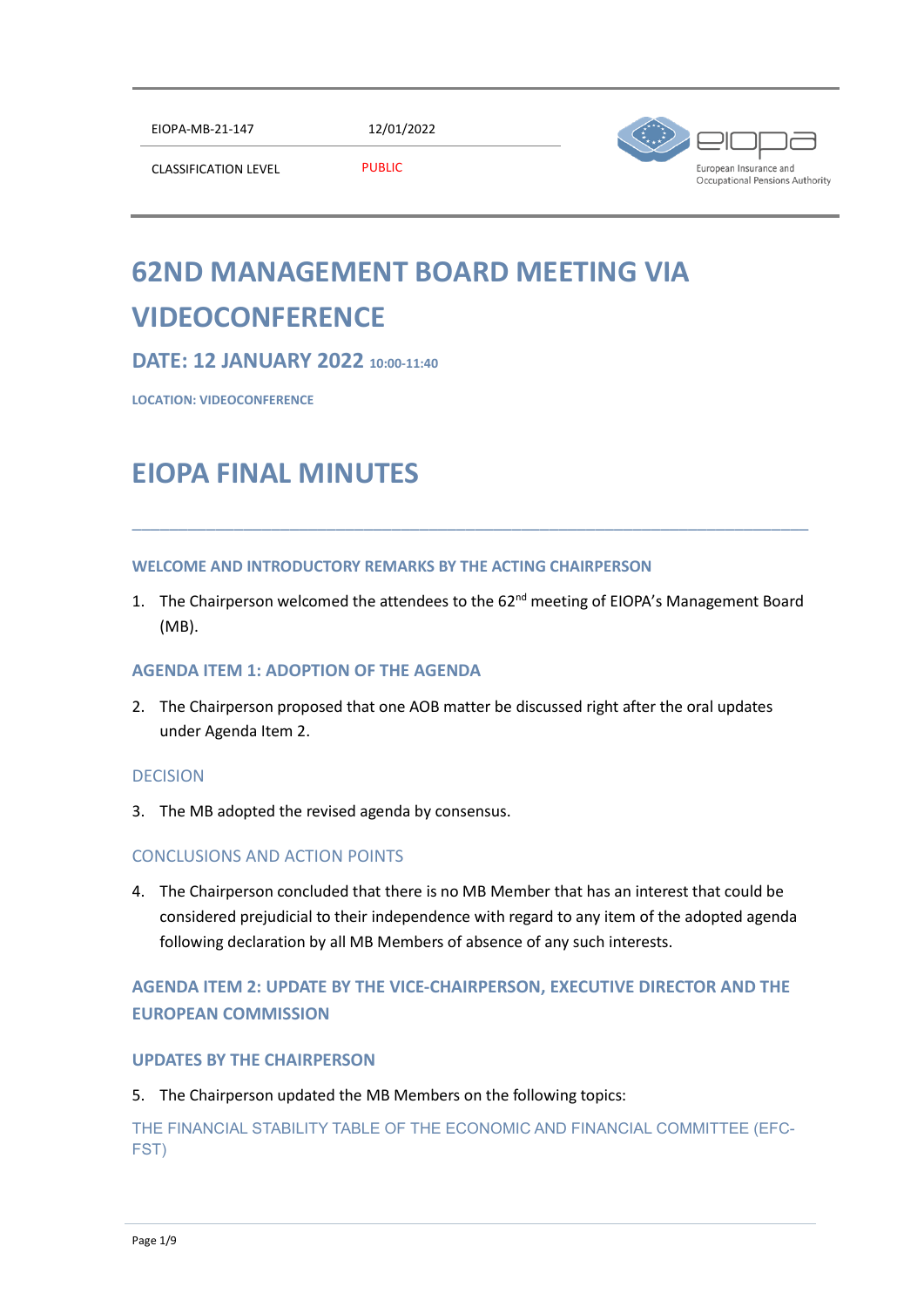| EIOPA-MB-21-147 | 12/01/2022 |
| --- | --- |
| CLASSIFICATION LEVEL | PUBLIC |

# 62ND MANAGEMENT BOARD MEETING VIA VIDEOCONFERENCE

## DATE: 12 JANUARY 2022 10:00-11:40

**LOCATION: VIDEOCONFERENCE**

# EIOPA FINAL MINUTES

---

### WELCOME AND INTRODUCTORY REMARKS BY THE ACTING CHAIRPERSON

1. The Chairperson welcomed the attendees to the 62nd meeting of EIOPA's Management Board (MB).

### AGENDA ITEM 1: ADOPTION OF THE AGENDA

2. The Chairperson proposed that one AOB matter be discussed right after the oral updates under Agenda Item 2.

#### DECISION

3. The MB adopted the revised agenda by consensus.

#### CONCLUSIONS AND ACTION POINTS

4. The Chairperson concluded that there is no MB Member that has an interest that could be considered prejudicial to their independence with regard to any item of the adopted agenda following declaration by all MB Members of absence of any such interests.

### AGENDA ITEM 2: UPDATE BY THE VICE-CHAIRPERSON, EXECUTIVE DIRECTOR AND THE EUROPEAN COMMISSION

### UPDATES BY THE CHAIRPERSON

5. The Chairperson updated the MB Members on the following topics:

#### THE FINANCIAL STABILITY TABLE OF THE ECONOMIC AND FINANCIAL COMMITTEE (EFC-FST)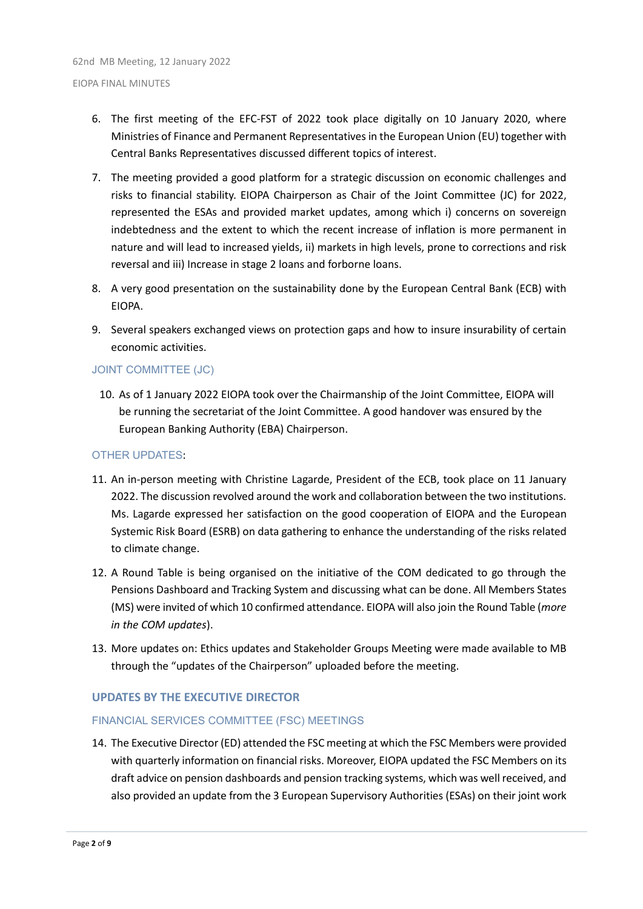6. The first meeting of the EFC-FST of 2022 took place digitally on 10 January 2020, where Ministries of Finance and Permanent Representatives in the European Union (EU) together with Central Banks Representatives discussed different topics of interest.
7. The meeting provided a good platform for a strategic discussion on economic challenges and risks to financial stability. EIOPA Chairperson as Chair of the Joint Committee (JC) for 2022, represented the ESAs and provided market updates, among which i) concerns on sovereign indebtedness and the extent to which the recent increase of inflation is more permanent in nature and will lead to increased yields, ii) markets in high levels, prone to corrections and risk reversal and iii) Increase in stage 2 loans and forborne loans.
8. A very good presentation on the sustainability done by the European Central Bank (ECB) with EIOPA.
9. Several speakers exchanged views on protection gaps and how to insure insurability of certain economic activities.

### JOINT COMMITTEE (JC)

10. As of 1 January 2022 EIOPA took over the Chairmanship of the Joint Committee, EIOPA will be running the secretariat of the Joint Committee. A good handover was ensured by the European Banking Authority (EBA) Chairperson.

### OTHER UPDATES:

11. An in-person meeting with Christine Lagarde, President of the ECB, took place on 11 January 2022. The discussion revolved around the work and collaboration between the two institutions. Ms. Lagarde expressed her satisfaction on the good cooperation of EIOPA and the European Systemic Risk Board (ESRB) on data gathering to enhance the understanding of the risks related to climate change.
12. A Round Table is being organised on the initiative of the COM dedicated to go through the Pensions Dashboard and Tracking System and discussing what can be done. All Members States (MS) were invited of which 10 confirmed attendance. EIOPA will also join the Round Table (*more in the COM updates*).
13. More updates on: Ethics updates and Stakeholder Groups Meeting were made available to MB through the "updates of the Chairperson" uploaded before the meeting.

## UPDATES BY THE EXECUTIVE DIRECTOR

### FINANCIAL SERVICES COMMITTEE (FSC) MEETINGS

14. The Executive Director (ED) attended the FSC meeting at which the FSC Members were provided with quarterly information on financial risks. Moreover, EIOPA updated the FSC Members on its draft advice on pension dashboards and pension tracking systems, which was well received, and also provided an update from the 3 European Supervisory Authorities (ESAs) on their joint work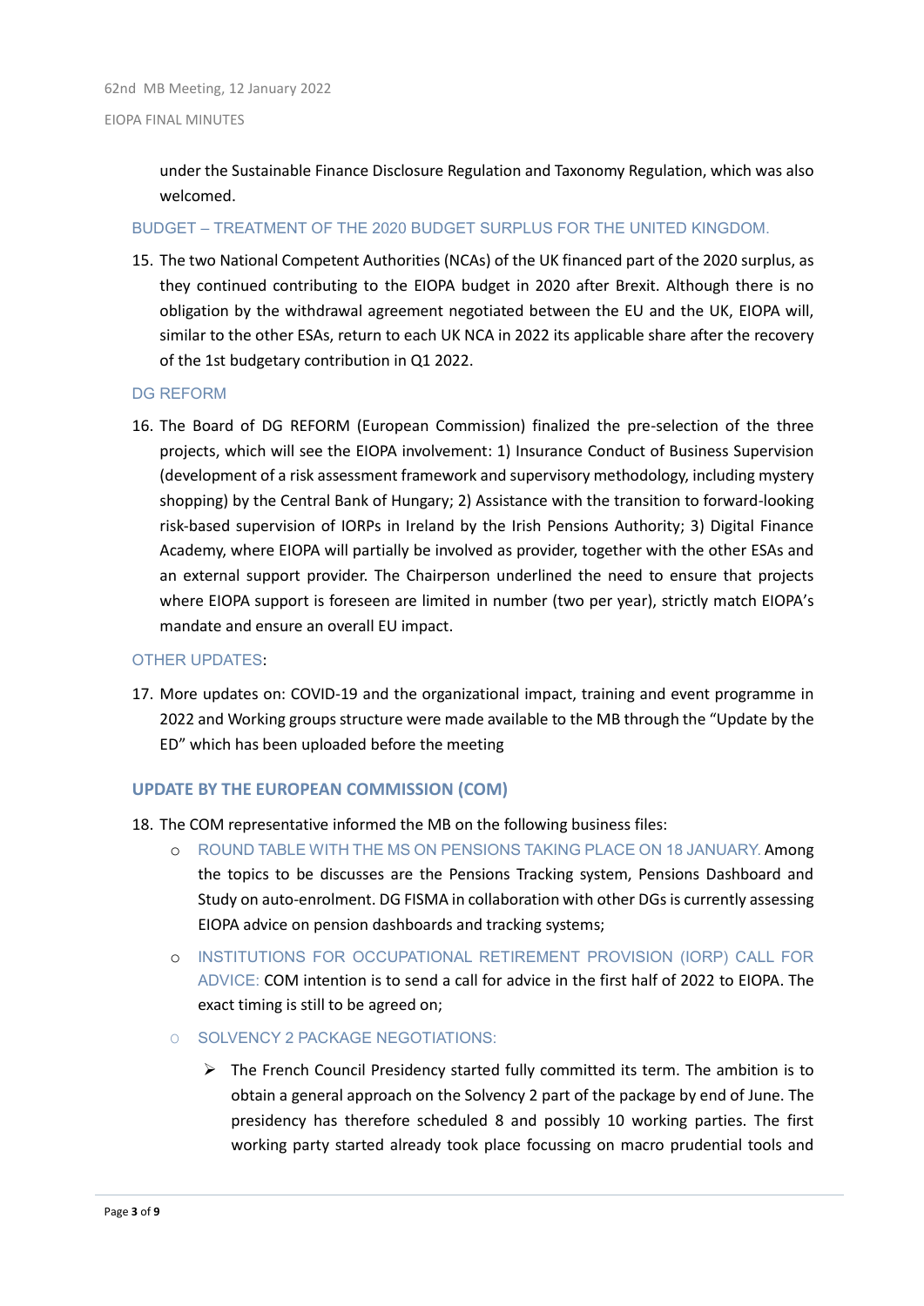under the Sustainable Finance Disclosure Regulation and Taxonomy Regulation, which was also welcomed.

### BUDGET – TREATMENT OF THE 2020 BUDGET SURPLUS FOR THE UNITED KINGDOM.

15. The two National Competent Authorities (NCAs) of the UK financed part of the 2020 surplus, as they continued contributing to the EIOPA budget in 2020 after Brexit. Although there is no obligation by the withdrawal agreement negotiated between the EU and the UK, EIOPA will, similar to the other ESAs, return to each UK NCA in 2022 its applicable share after the recovery of the 1st budgetary contribution in Q1 2022.

### DG REFORM

16. The Board of DG REFORM (European Commission) finalized the pre-selection of the three projects, which will see the EIOPA involvement: 1) Insurance Conduct of Business Supervision (development of a risk assessment framework and supervisory methodology, including mystery shopping) by the Central Bank of Hungary; 2) Assistance with the transition to forward-looking risk-based supervision of IORPs in Ireland by the Irish Pensions Authority; 3) Digital Finance Academy, where EIOPA will partially be involved as provider, together with the other ESAs and an external support provider. The Chairperson underlined the need to ensure that projects where EIOPA support is foreseen are limited in number (two per year), strictly match EIOPA's mandate and ensure an overall EU impact.

### OTHER UPDATES:

17. More updates on: COVID-19 and the organizational impact, training and event programme in 2022 and Working groups structure were made available to the MB through the "Update by the ED" which has been uploaded before the meeting

## UPDATE BY THE EUROPEAN COMMISSION (COM)

18. The COM representative informed the MB on the following business files:
    - ROUND TABLE WITH THE MS ON PENSIONS TAKING PLACE ON 18 JANUARY. Among the topics to be discusses are the Pensions Tracking system, Pensions Dashboard and Study on auto-enrolment. DG FISMA in collaboration with other DGs is currently assessing EIOPA advice on pension dashboards and tracking systems;
    - INSTITUTIONS FOR OCCUPATIONAL RETIREMENT PROVISION (IORP) CALL FOR ADVICE: COM intention is to send a call for advice in the first half of 2022 to EIOPA. The exact timing is still to be agreed on;
    - SOLVENCY 2 PACKAGE NEGOTIATIONS:
        - The French Council Presidency started fully committed its term. The ambition is to obtain a general approach on the Solvency 2 part of the package by end of June. The presidency has therefore scheduled 8 and possibly 10 working parties. The first working party started already took place focussing on macro prudential tools and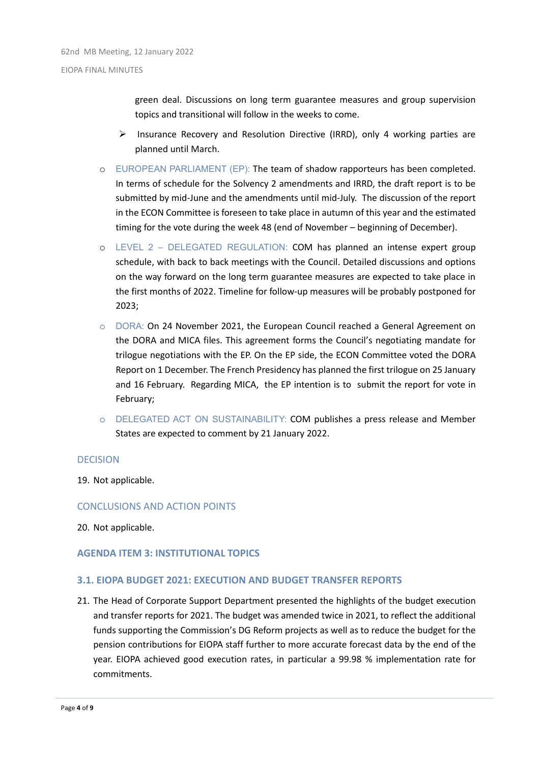green deal. Discussions on long term guarantee measures and group supervision topics and transitional will follow in the weeks to come.

  - Insurance Recovery and Resolution Directive (IRRD), only 4 working parties are planned until March.

- EUROPEAN PARLIAMENT (EP): The team of shadow rapporteurs has been completed. In terms of schedule for the Solvency 2 amendments and IRRD, the draft report is to be submitted by mid-June and the amendments until mid-July. The discussion of the report in the ECON Committee is foreseen to take place in autumn of this year and the estimated timing for the vote during the week 48 (end of November – beginning of December).
- LEVEL 2 – DELEGATED REGULATION: COM has planned an intense expert group schedule, with back to back meetings with the Council. Detailed discussions and options on the way forward on the long term guarantee measures are expected to take place in the first months of 2022. Timeline for follow-up measures will be probably postponed for 2023;
- DORA: On 24 November 2021, the European Council reached a General Agreement on the DORA and MICA files. This agreement forms the Council's negotiating mandate for trilogue negotiations with the EP. On the EP side, the ECON Committee voted the DORA Report on 1 December. The French Presidency has planned the first trilogue on 25 January and 16 February. Regarding MICA, the EP intention is to submit the report for vote in February;
- DELEGATED ACT ON SUSTAINABILITY: COM publishes a press release and Member States are expected to comment by 21 January 2022.

### DECISION

19. Not applicable.

### CONCLUSIONS AND ACTION POINTS

20. Not applicable.

## AGENDA ITEM 3: INSTITUTIONAL TOPICS

### 3.1. EIOPA BUDGET 2021: EXECUTION AND BUDGET TRANSFER REPORTS

21. The Head of Corporate Support Department presented the highlights of the budget execution and transfer reports for 2021. The budget was amended twice in 2021, to reflect the additional funds supporting the Commission's DG Reform projects as well as to reduce the budget for the pension contributions for EIOPA staff further to more accurate forecast data by the end of the year. EIOPA achieved good execution rates, in particular a 99.98 % implementation rate for commitments.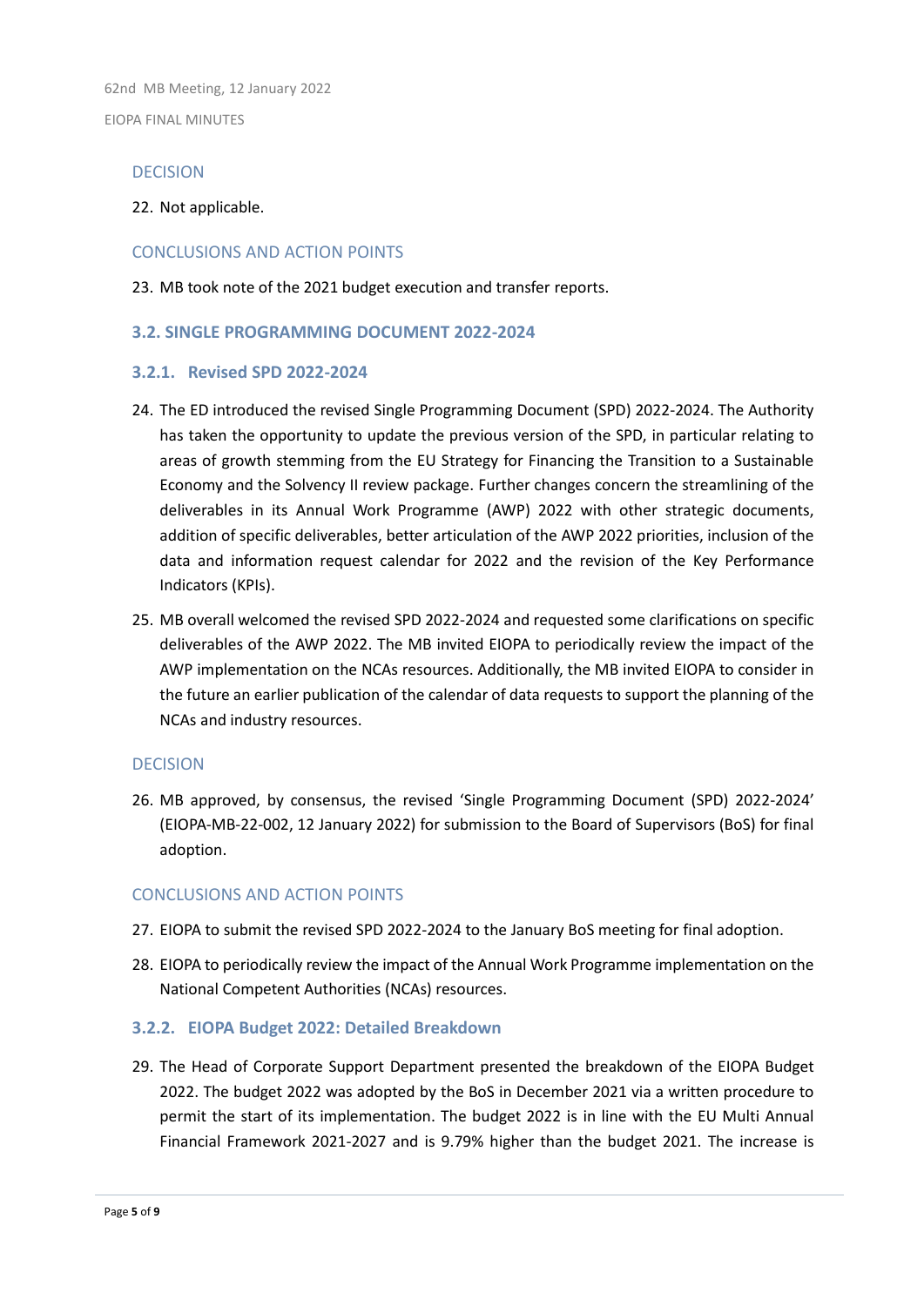### DECISION

22. Not applicable.

### CONCLUSIONS AND ACTION POINTS

23. MB took note of the 2021 budget execution and transfer reports.

## 3.2. SINGLE PROGRAMMING DOCUMENT 2022-2024

### 3.2.1. Revised SPD 2022-2024

24. The ED introduced the revised Single Programming Document (SPD) 2022-2024. The Authority has taken the opportunity to update the previous version of the SPD, in particular relating to areas of growth stemming from the EU Strategy for Financing the Transition to a Sustainable Economy and the Solvency II review package. Further changes concern the streamlining of the deliverables in its Annual Work Programme (AWP) 2022 with other strategic documents, addition of specific deliverables, better articulation of the AWP 2022 priorities, inclusion of the data and information request calendar for 2022 and the revision of the Key Performance Indicators (KPIs).

25. MB overall welcomed the revised SPD 2022-2024 and requested some clarifications on specific deliverables of the AWP 2022. The MB invited EIOPA to periodically review the impact of the AWP implementation on the NCAs resources. Additionally, the MB invited EIOPA to consider in the future an earlier publication of the calendar of data requests to support the planning of the NCAs and industry resources.

### DECISION

26. MB approved, by consensus, the revised 'Single Programming Document (SPD) 2022-2024' (EIOPA-MB-22-002, 12 January 2022) for submission to the Board of Supervisors (BoS) for final adoption.

### CONCLUSIONS AND ACTION POINTS

27. EIOPA to submit the revised SPD 2022-2024 to the January BoS meeting for final adoption.

28. EIOPA to periodically review the impact of the Annual Work Programme implementation on the National Competent Authorities (NCAs) resources.

### 3.2.2. EIOPA Budget 2022: Detailed Breakdown

29. The Head of Corporate Support Department presented the breakdown of the EIOPA Budget 2022. The budget 2022 was adopted by the BoS in December 2021 via a written procedure to permit the start of its implementation. The budget 2022 is in line with the EU Multi Annual Financial Framework 2021-2027 and is 9.79% higher than the budget 2021. The increase is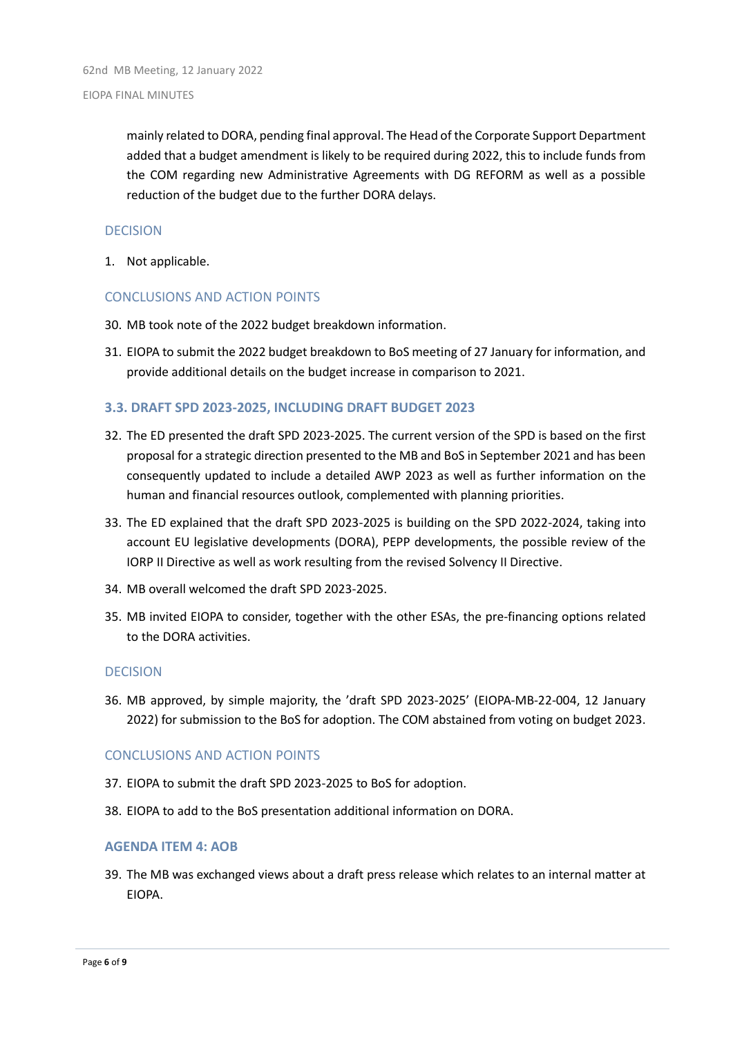mainly related to DORA, pending final approval. The Head of the Corporate Support Department added that a budget amendment is likely to be required during 2022, this to include funds from the COM regarding new Administrative Agreements with DG REFORM as well as a possible reduction of the budget due to the further DORA delays.

#### DECISION

1. Not applicable.

#### CONCLUSIONS AND ACTION POINTS

30. MB took note of the 2022 budget breakdown information.
31. EIOPA to submit the 2022 budget breakdown to BoS meeting of 27 January for information, and provide additional details on the budget increase in comparison to 2021.

### 3.3. DRAFT SPD 2023-2025, INCLUDING DRAFT BUDGET 2023

32. The ED presented the draft SPD 2023-2025. The current version of the SPD is based on the first proposal for a strategic direction presented to the MB and BoS in September 2021 and has been consequently updated to include a detailed AWP 2023 as well as further information on the human and financial resources outlook, complemented with planning priorities.
33. The ED explained that the draft SPD 2023-2025 is building on the SPD 2022-2024, taking into account EU legislative developments (DORA), PEPP developments, the possible review of the IORP II Directive as well as work resulting from the revised Solvency II Directive.
34. MB overall welcomed the draft SPD 2023-2025.
35. MB invited EIOPA to consider, together with the other ESAs, the pre-financing options related to the DORA activities.

#### DECISION

36. MB approved, by simple majority, the 'draft SPD 2023-2025' (EIOPA-MB-22-004, 12 January 2022) for submission to the BoS for adoption. The COM abstained from voting on budget 2023.

#### CONCLUSIONS AND ACTION POINTS

37. EIOPA to submit the draft SPD 2023-2025 to BoS for adoption.
38. EIOPA to add to the BoS presentation additional information on DORA.

### AGENDA ITEM 4: AOB

39. The MB was exchanged views about a draft press release which relates to an internal matter at EIOPA.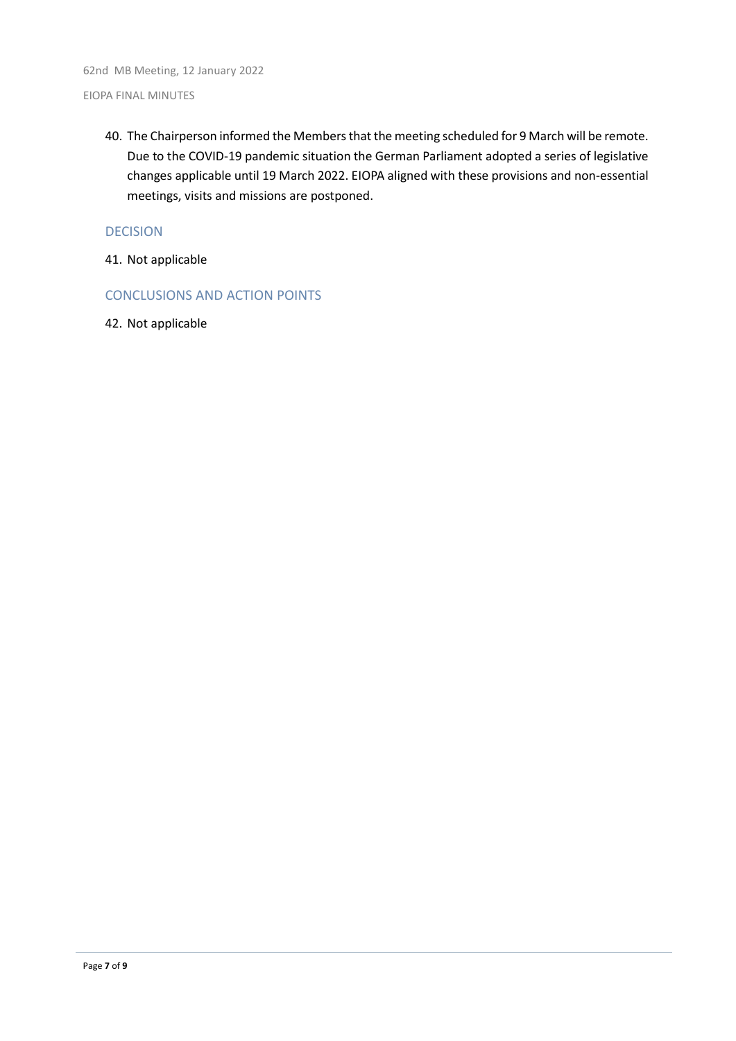40. The Chairperson informed the Members that the meeting scheduled for 9 March will be remote. Due to the COVID-19 pandemic situation the German Parliament adopted a series of legislative changes applicable until 19 March 2022. EIOPA aligned with these provisions and non-essential meetings, visits and missions are postponed.

### DECISION

41. Not applicable

### CONCLUSIONS AND ACTION POINTS

42. Not applicable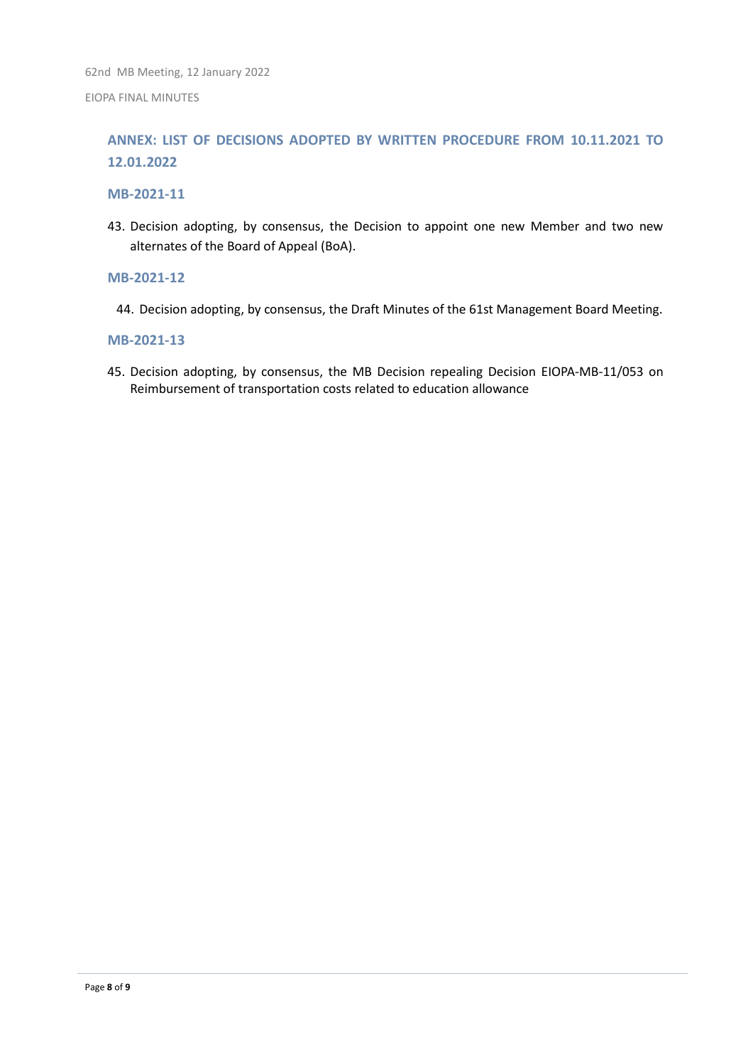## ANNEX: LIST OF DECISIONS ADOPTED BY WRITTEN PROCEDURE FROM 10.11.2021 TO 12.01.2022

### MB-2021-11

43. Decision adopting, by consensus, the Decision to appoint one new Member and two new alternates of the Board of Appeal (BoA).

### MB-2021-12

44. Decision adopting, by consensus, the Draft Minutes of the 61st Management Board Meeting.

### MB-2021-13

45. Decision adopting, by consensus, the MB Decision repealing Decision EIOPA-MB-11/053 on Reimbursement of transportation costs related to education allowance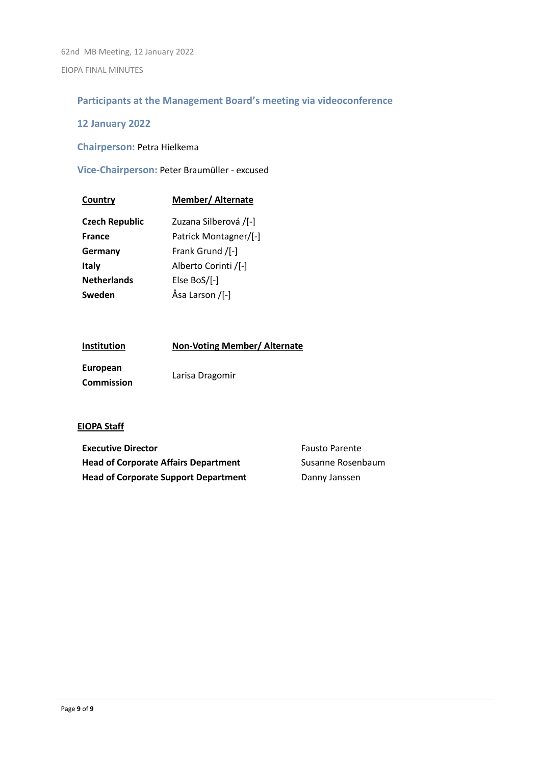## Participants at the Management Board's meeting via videoconference

## 12 January 2022

**Chairperson:** Petra Hielkema

**Vice-Chairperson:** Peter Braumüller - excused

| Country | Member/ Alternate |
|---|---|
| **Czech Republic** | Zuzana Silberová /[-] |
| **France** | Patrick Montagner/[-] |
| **Germany** | Frank Grund /[-] |
| **Italy** | Alberto Corinti /[-] |
| **Netherlands** | Else BoS/[-] |
| **Sweden** | Åsa Larson /[-] |

| Institution | Non-Voting Member/ Alternate |
|---|---|
| **European Commission** | Larisa Dragomir |

**EIOPA Staff**

| | |
|---|---|
| **Executive Director** | Fausto Parente |
| **Head of Corporate Affairs Department** | Susanne Rosenbaum |
| **Head of Corporate Support Department** | Danny Janssen |